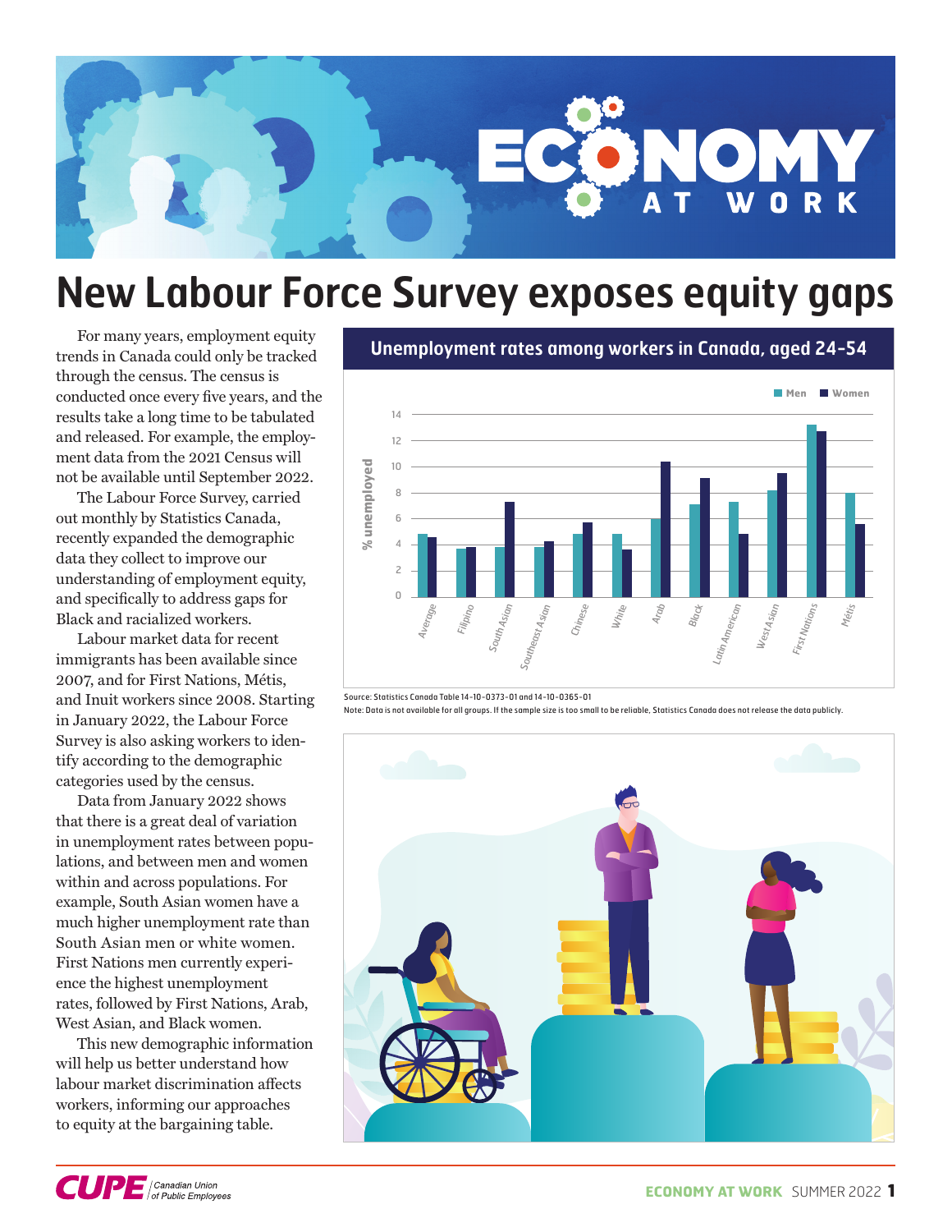# New Labour Force Survey exposes equity gaps

For many years, employment equity trends in Canada could only be tracked through the census. The census is conducted once every five years, and the results take a long time to be tabulated and released. For example, the employment data from the 2021 Census will not be available until September 2022.

The Labour Force Survey, carried out monthly by Statistics Canada, recently expanded the demographic data they collect to improve our understanding of employment equity, and specifically to address gaps for Black and racialized workers.

Labour market data for recent immigrants has been available since 2007, and for First Nations, Métis, and Inuit workers since 2008. Starting in January 2022, the Labour Force Survey is also asking workers to identify according to the demographic categories used by the census.

Data from January 2022 shows that there is a great deal of variation in unemployment rates between populations, and between men and women within and across populations. For example, South Asian women have a much higher unemployment rate than South Asian men or white women. First Nations men currently experience the highest unemployment rates, followed by First Nations, Arab, West Asian, and Black women.

This new demographic information will help us better understand how labour market discrimination affects workers, informing our approaches to equity at the bargaining table.

**Unemployment rates among workers in Canada, aged 24-54**

Men
Women

% unemployed

14
12
10
8
6
4
2
0

Average
Filipino
South Asian
Southeast Asian
Chinese
White
Arab
Black
Latin American
West Asian
First Nations
Métis

Source: Statistics Canada Table 14-10-0373-01 and 14-10-0365-01

Note: Data is not available for all groups. If the sample size is too small to be reliable, Statistics Canada does not release the data publicly.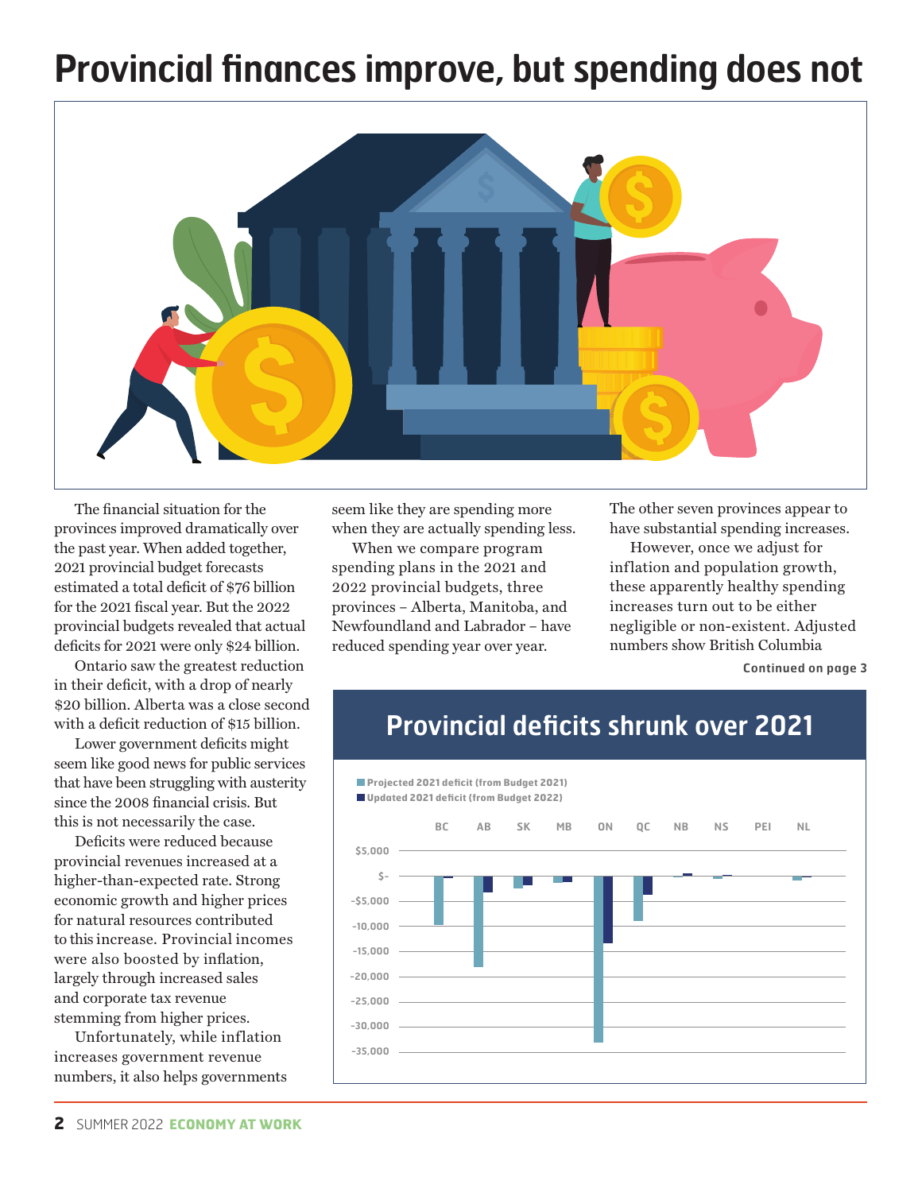# Provincial finances improve, but spending does not

The financial situation for the provinces improved dramatically over the past year. When added together, 2021 provincial budget forecasts estimated a total deficit of $76 billion for the 2021 fiscal year. But the 2022 provincial budgets revealed that actual deficits for 2021 were only $24 billion.

Ontario saw the greatest reduction in their deficit, with a drop of nearly $20 billion. Alberta was a close second with a deficit reduction of $15 billion.

Lower government deficits might seem like good news for public services that have been struggling with austerity since the 2008 financial crisis. But this is not necessarily the case.

Deficits were reduced because provincial revenues increased at a higher-than-expected rate. Strong economic growth and higher prices for natural resources contributed to this increase. Provincial incomes were also boosted by inflation, largely through increased sales and corporate tax revenue stemming from higher prices.

Unfortunately, while inflation increases government revenue numbers, it also helps governments seem like they are spending more when they are actually spending less.

When we compare program spending plans in the 2021 and 2022 provincial budgets, three provinces – Alberta, Manitoba, and Newfoundland and Labrador – have reduced spending year over year. The other seven provinces appear to have substantial spending increases.

However, once we adjust for inflation and population growth, these apparently healthy spending increases turn out to be either negligible or non-existent. Adjusted numbers show British Columbia

**Continued on page 3**

## Provincial deficits shrunk over 2021

Legend: Projected 2021 deficit (from Budget 2021); Updated 2021 deficit (from Budget 2022)

Provinces: BC, AB, SK, MB, ON, QC, NB, NS, PEI, NL

Y-axis: $5,000; $-; -$5,000; -10,000; -15,000; -20,000; -25,000; -30,000; -35,000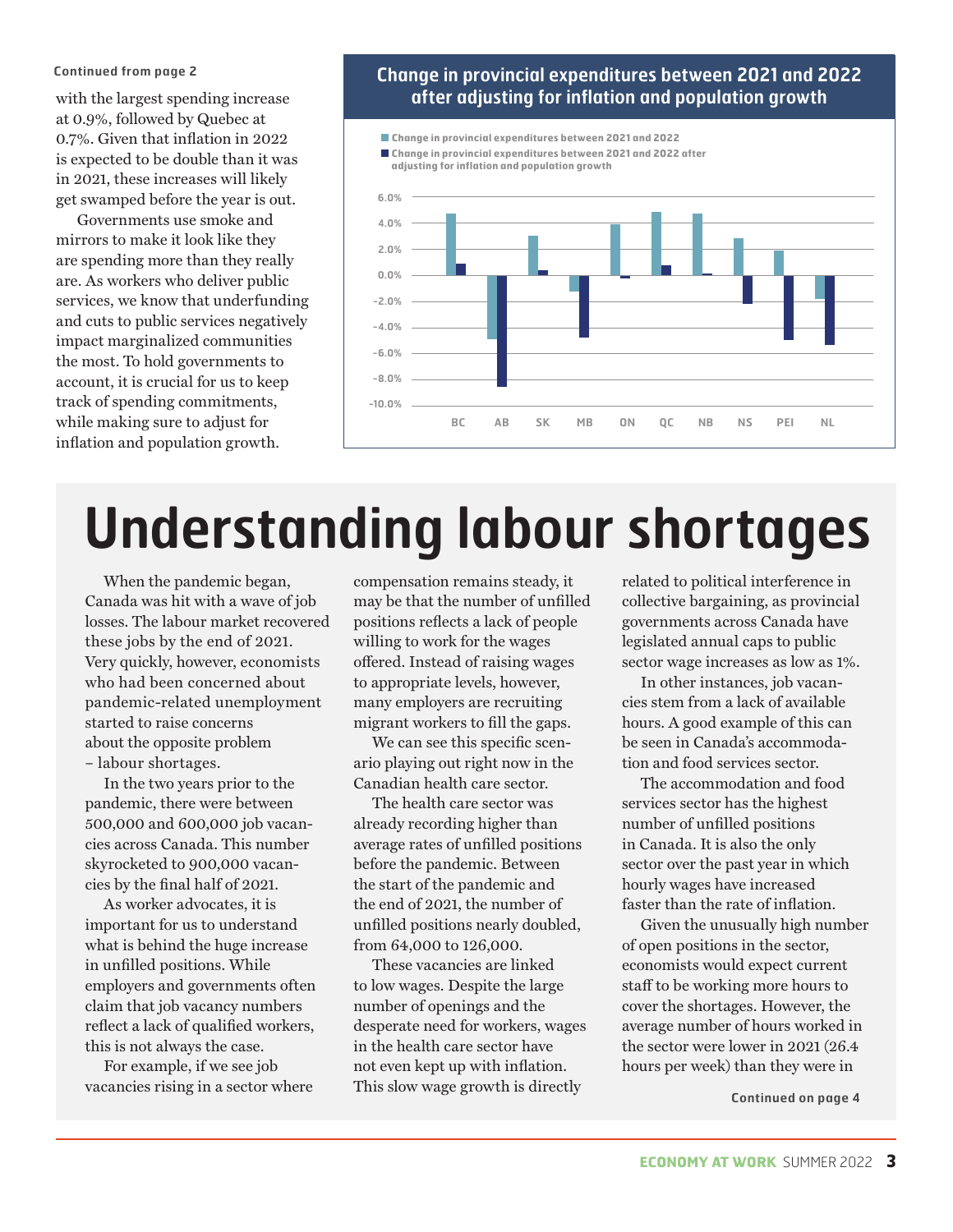Continued from page 2

with the largest spending increase at 0.9%, followed by Quebec at 0.7%. Given that inflation in 2022 is expected to be double than it was in 2021, these increases will likely get swamped before the year is out.

Governments use smoke and mirrors to make it look like they are spending more than they really are. As workers who deliver public services, we know that underfunding and cuts to public services negatively impact marginalized communities the most. To hold governments to account, it is crucial for us to keep track of spending commitments, while making sure to adjust for inflation and population growth.

**Change in provincial expenditures between 2021 and 2022 after adjusting for inflation and population growth**

Change in provincial expenditures between 2021 and 2022

Change in provincial expenditures between 2021 and 2022 after adjusting for inflation and population growth

6.0%
4.0%
2.0%
0.0%
-2.0%
-4.0%
-6.0%
-8.0%
-10.0%

BC AB SK MB ON QC NB NS PEI NL

# Understanding labour shortages

When the pandemic began, Canada was hit with a wave of job losses. The labour market recovered these jobs by the end of 2021. Very quickly, however, economists who had been concerned about pandemic-related unemployment started to raise concerns about the opposite problem – labour shortages.

In the two years prior to the pandemic, there were between 500,000 and 600,000 job vacancies across Canada. This number skyrocketed to 900,000 vacancies by the final half of 2021.

As worker advocates, it is important for us to understand what is behind the huge increase in unfilled positions. While employers and governments often claim that job vacancy numbers reflect a lack of qualified workers, this is not always the case.

For example, if we see job vacancies rising in a sector where compensation remains steady, it may be that the number of unfilled positions reflects a lack of people willing to work for the wages offered. Instead of raising wages to appropriate levels, however, many employers are recruiting migrant workers to fill the gaps.

We can see this specific scenario playing out right now in the Canadian health care sector.

The health care sector was already recording higher than average rates of unfilled positions before the pandemic. Between the start of the pandemic and the end of 2021, the number of unfilled positions nearly doubled, from 64,000 to 126,000.

These vacancies are linked to low wages. Despite the large number of openings and the desperate need for workers, wages in the health care sector have not even kept up with inflation. This slow wage growth is directly related to political interference in collective bargaining, as provincial governments across Canada have legislated annual caps to public sector wage increases as low as 1%.

In other instances, job vacancies stem from a lack of available hours. A good example of this can be seen in Canada's accommodation and food services sector.

The accommodation and food services sector has the highest number of unfilled positions in Canada. It is also the only sector over the past year in which hourly wages have increased faster than the rate of inflation.

Given the unusually high number of open positions in the sector, economists would expect current staff to be working more hours to cover the shortages. However, the average number of hours worked in the sector were lower in 2021 (26.4 hours per week) than they were in

Continued on page 4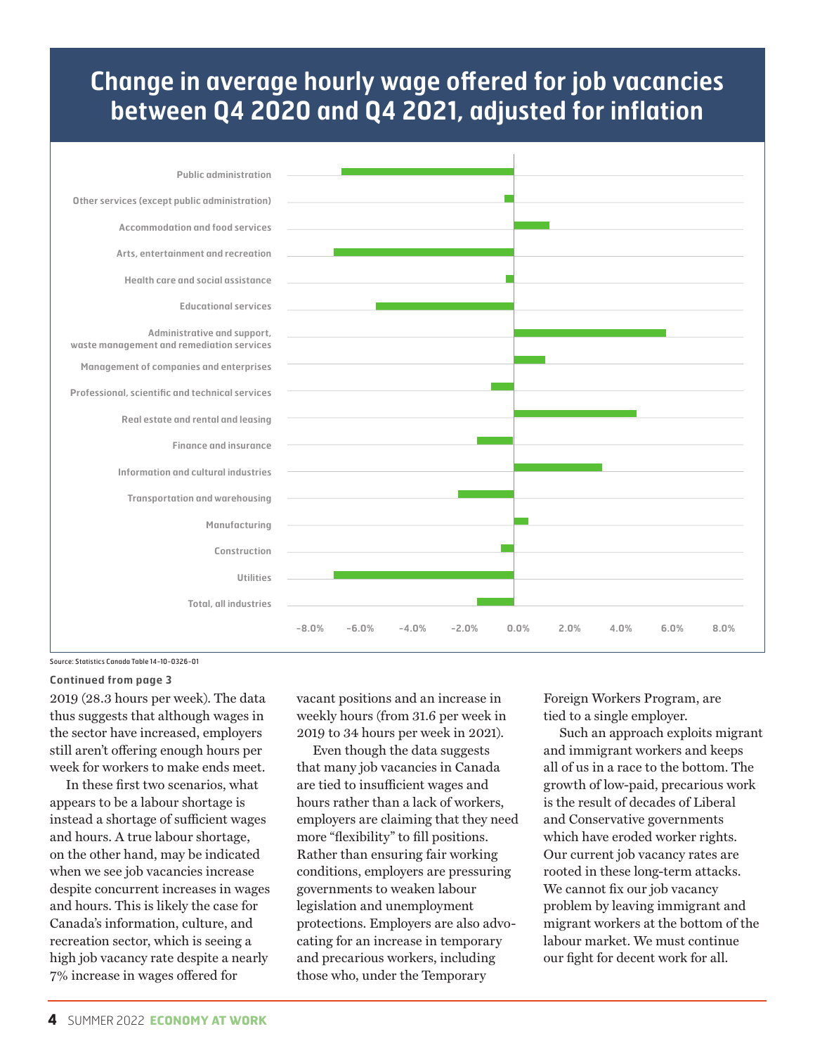## Change in average hourly wage offered for job vacancies between Q4 2020 and Q4 2021, adjusted for inflation

Public administration
Other services (except public administration)
Accommodation and food services
Arts, entertainment and recreation
Health care and social assistance
Educational services
Administrative and support, waste management and remediation services
Management of companies and enterprises
Professional, scientific and technical services
Real estate and rental and leasing
Finance and insurance
Information and cultural industries
Transportation and warehousing
Manufacturing
Construction
Utilities
Total, all industries

-8.0% -6.0% -4.0% -2.0% 0.0% 2.0% 4.0% 6.0% 8.0%

Source: Statistics Canada Table 14-10-0326-01

**Continued from page 3**

2019 (28.3 hours per week). The data thus suggests that although wages in the sector have increased, employers still aren't offering enough hours per week for workers to make ends meet.

In these first two scenarios, what appears to be a labour shortage is instead a shortage of sufficient wages and hours. A true labour shortage, on the other hand, may be indicated when we see job vacancies increase despite concurrent increases in wages and hours. This is likely the case for Canada's information, culture, and recreation sector, which is seeing a high job vacancy rate despite a nearly 7% increase in wages offered for vacant positions and an increase in weekly hours (from 31.6 per week in 2019 to 34 hours per week in 2021).

Even though the data suggests that many job vacancies in Canada are tied to insufficient wages and hours rather than a lack of workers, employers are claiming that they need more "flexibility" to fill positions. Rather than ensuring fair working conditions, employers are pressuring governments to weaken labour legislation and unemployment protections. Employers are also advocating for an increase in temporary and precarious workers, including those who, under the Temporary Foreign Workers Program, are tied to a single employer.

Such an approach exploits migrant and immigrant workers and keeps all of us in a race to the bottom. The growth of low-paid, precarious work is the result of decades of Liberal and Conservative governments which have eroded worker rights. Our current job vacancy rates are rooted in these long-term attacks. We cannot fix our job vacancy problem by leaving immigrant and migrant workers at the bottom of the labour market. We must continue our fight for decent work for all.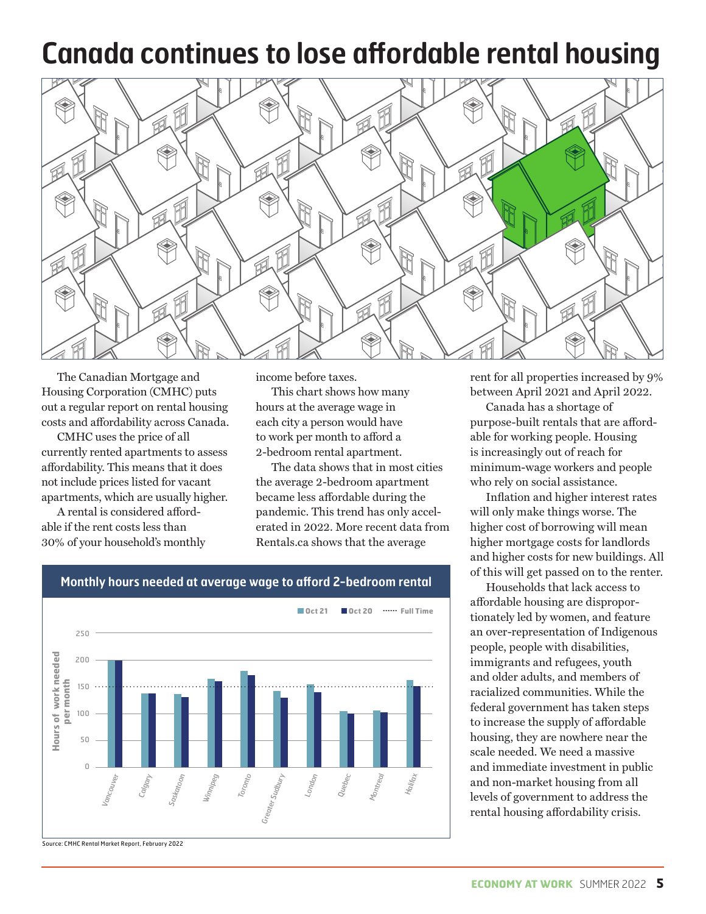# Canada continues to lose affordable rental housing

The Canadian Mortgage and Housing Corporation (CMHC) puts out a regular report on rental housing costs and affordability across Canada.

CMHC uses the price of all currently rented apartments to assess affordability. This means that it does not include prices listed for vacant apartments, which are usually higher.

A rental is considered affordable if the rent costs less than 30% of your household's monthly income before taxes.

This chart shows how many hours at the average wage in each city a person would have to work per month to afford a 2-bedroom rental apartment.

The data shows that in most cities the average 2-bedroom apartment became less affordable during the pandemic. This trend has only accelerated in 2022. More recent data from Rentals.ca shows that the average rent for all properties increased by 9% between April 2021 and April 2022.

Canada has a shortage of purpose-built rentals that are affordable for working people. Housing is increasingly out of reach for minimum-wage workers and people who rely on social assistance.

Inflation and higher interest rates will only make things worse. The higher cost of borrowing will mean higher mortgage costs for landlords and higher costs for new buildings. All of this will get passed on to the renter.

Households that lack access to affordable housing are disproportionately led by women, and feature an over-representation of Indigenous people, people with disabilities, immigrants and refugees, youth and older adults, and members of racialized communities. While the federal government has taken steps to increase the supply of affordable housing, they are nowhere near the scale needed. We need a massive and immediate investment in public and non-market housing from all levels of government to address the rental housing affordability crisis.

**Monthly hours needed at average wage to afford 2-bedroom rental**

Oct 21 | Oct 20 | Full Time

Hours of work needed per month

250
200
150
100
50
0

Vancouver, Calgary, Saskatoon, Winnipeg, Toronto, Greater Sudbury, London, Quebec, Montreal, Halifax

Source: CMHC Rental Market Report, February 2022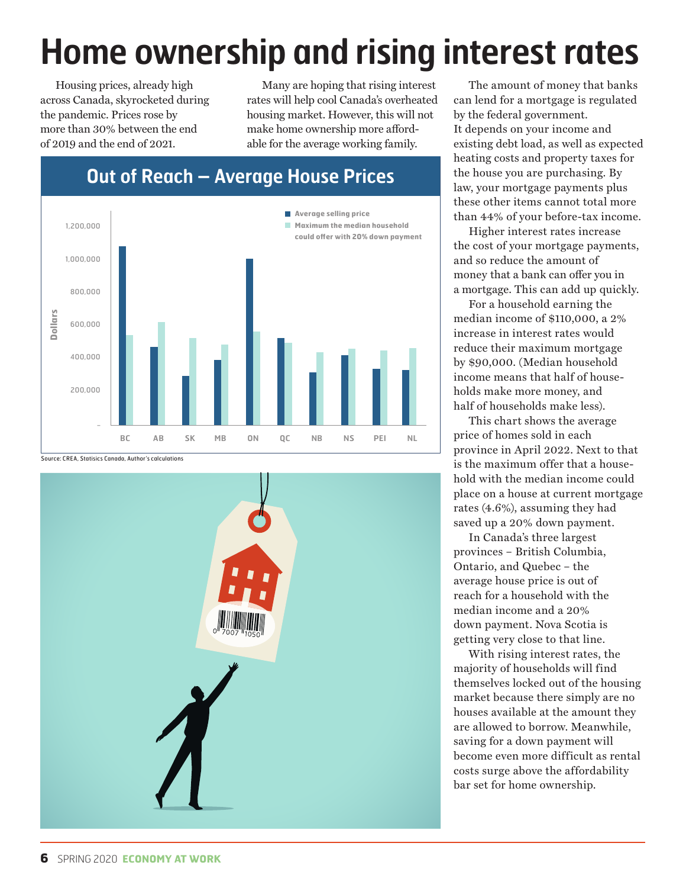# Home ownership and rising interest rates

Housing prices, already high across Canada, skyrocketed during the pandemic. Prices rose by more than 30% between the end of 2019 and the end of 2021.

Many are hoping that rising interest rates will help cool Canada's overheated housing market. However, this will not make home ownership more affordable for the average working family.

## Out of Reach – Average House Prices

Average selling price

Maximum the median household could offer with 20% down payment

Dollars

1,200,000

1,000,000

800,000

600,000

400,000

200,000

–

BC AB SK MB ON QC NB NS PEI NL

Source: CREA, Statisics Canada, Author's calculations

The amount of money that banks can lend for a mortgage is regulated by the federal government. It depends on your income and existing debt load, as well as expected heating costs and property taxes for the house you are purchasing. By law, your mortgage payments plus these other items cannot total more than 44% of your before-tax income.

Higher interest rates increase the cost of your mortgage payments, and so reduce the amount of money that a bank can offer you in a mortgage. This can add up quickly.

For a household earning the median income of $110,000, a 2% increase in interest rates would reduce their maximum mortgage by $90,000. (Median household income means that half of households make more money, and half of households make less).

This chart shows the average price of homes sold in each province in April 2022. Next to that is the maximum offer that a household with the median income could place on a house at current mortgage rates (4.6%), assuming they had saved up a 20% down payment.

In Canada's three largest provinces – British Columbia, Ontario, and Quebec – the average house price is out of reach for a household with the median income and a 20% down payment. Nova Scotia is getting very close to that line.

With rising interest rates, the majority of households will find themselves locked out of the housing market because there simply are no houses available at the amount they are allowed to borrow. Meanwhile, saving for a down payment will become even more difficult as rental costs surge above the affordability bar set for home ownership.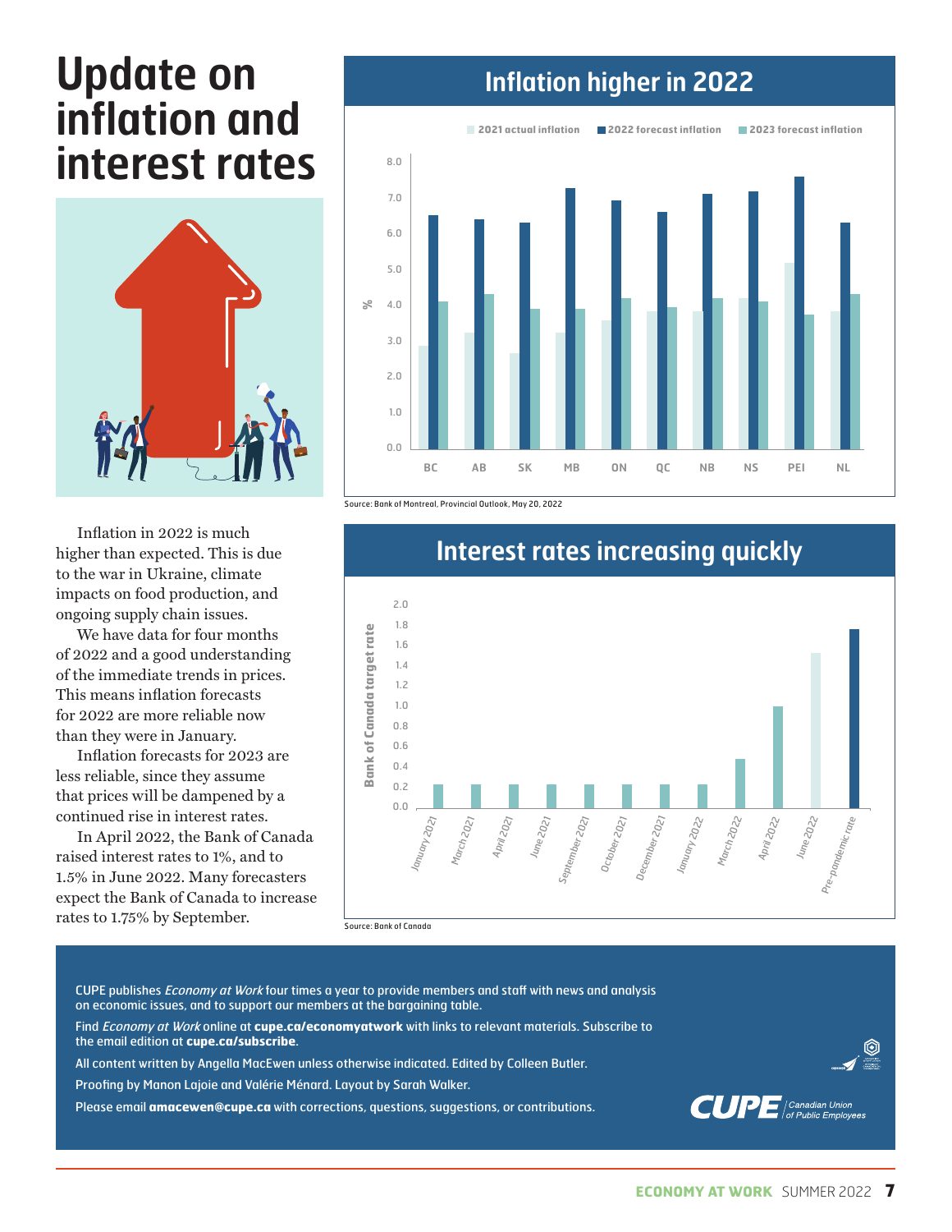# Update on inflation and interest rates

Inflation in 2022 is much higher than expected. This is due to the war in Ukraine, climate impacts on food production, and ongoing supply chain issues.

We have data for four months of 2022 and a good understanding of the immediate trends in prices. This means inflation forecasts for 2022 are more reliable now than they were in January.

Inflation forecasts for 2023 are less reliable, since they assume that prices will be dampened by a continued rise in interest rates.

In April 2022, the Bank of Canada raised interest rates to 1%, and to 1.5% in June 2022. Many forecasters expect the Bank of Canada to increase rates to 1.75% by September.

## Inflation higher in 2022

2021 actual inflation
2022 forecast inflation
2023 forecast inflation

%

8.0
7.0
6.0
5.0
4.0
3.0
2.0
1.0
0.0

BC AB SK MB ON QC NB NS PEI NL

Source: Bank of Montreal, Provincial Outlook, May 20, 2022

## Interest rates increasing quickly

Bank of Canada target rate

2.0
1.8
1.6
1.4
1.2
1.0
0.8
0.6
0.4
0.2
0.0

January 2021
March 2021
April 2021
June 2021
September 2021
October 2021
December 2021
January 2022
March 2022
April 2022
June 2022
Pre-pandemic rate

Source: Bank of Canada

CUPE publishes *Economy at Work* four times a year to provide members and staff with news and analysis on economic issues, and to support our members at the bargaining table.

Find *Economy at Work* online at **cupe.ca/economyatwork** with links to relevant materials. Subscribe to the email edition at **cupe.ca/subscribe**.

All content written by Angella MacEwen unless otherwise indicated. Edited by Colleen Butler.

Proofing by Manon Lajoie and Valérie Ménard. Layout by Sarah Walker.

Please email **amacewen@cupe.ca** with corrections, questions, suggestions, or contributions.

CUPE Canadian Union of Public Employees